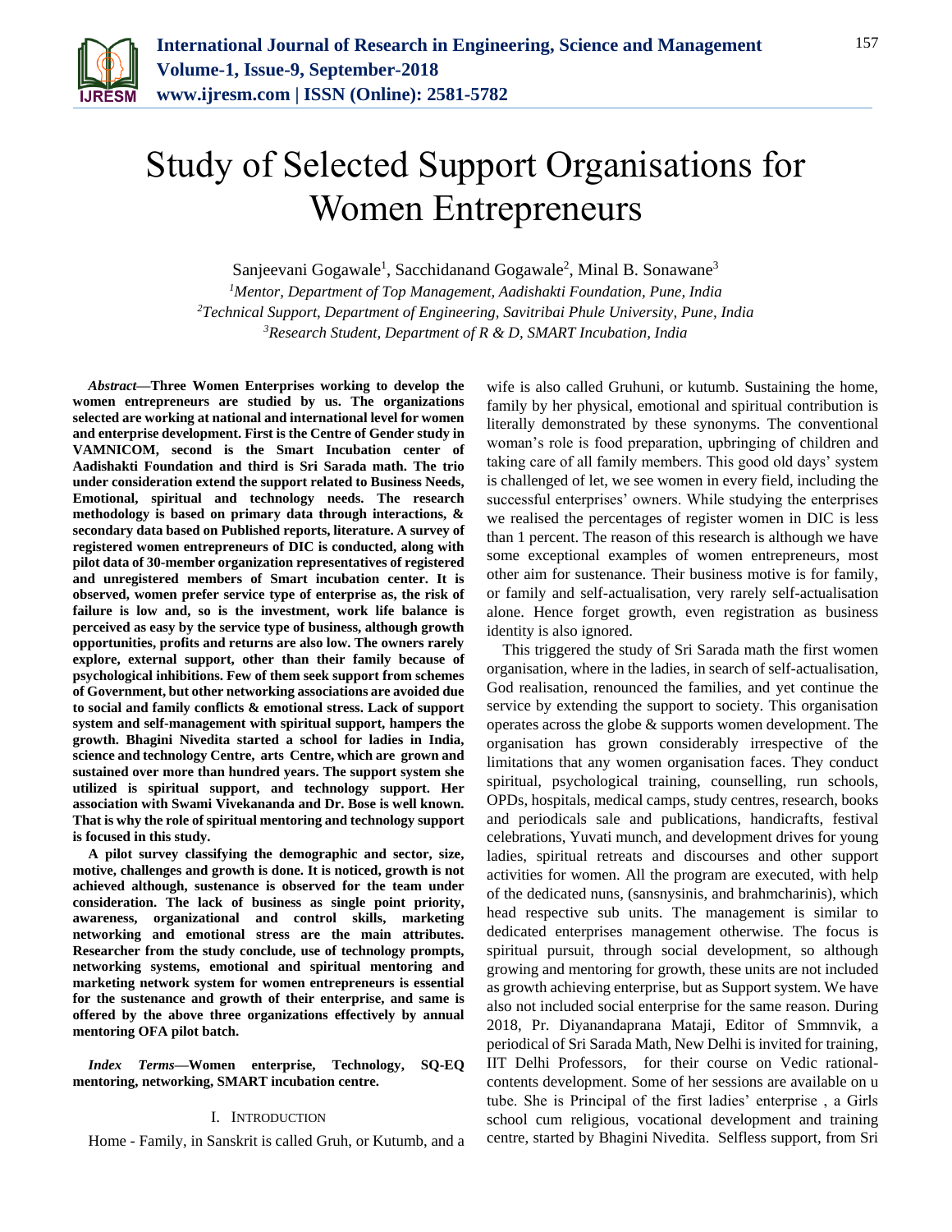# Study of Selected Support Organisations for Women Entrepreneurs

Sanjeevani Gogawale[1], Sacchidanand Gogawale[2], Minal B. Sonawane[3]

[1]*Mentor, Department of Top Management, Aadishakti Foundation, Pune, India*
[2]*Technical Support, Department of Engineering, Savitribai Phule University, Pune, India*
[3]*Research Student, Department of R & D, SMART Incubation, India*

***Abstract*—Three Women Enterprises working to develop the women entrepreneurs are studied by us. The organizations selected are working at national and international level for women and enterprise development. First is the Centre of Gender study in VAMNICOM, second is the Smart Incubation center of Aadishakti Foundation and third is Sri Sarada math. The trio under consideration extend the support related to Business Needs, Emotional, spiritual and technology needs. The research methodology is based on primary data through interactions, & secondary data based on Published reports, literature. A survey of registered women entrepreneurs of DIC is conducted, along with pilot data of 30-member organization representatives of registered and unregistered members of Smart incubation center. It is observed, women prefer service type of enterprise as, the risk of failure is low and, so is the investment, work life balance is perceived as easy by the service type of business, although growth opportunities, profits and returns are also low. The owners rarely explore, external support, other than their family because of psychological inhibitions. Few of them seek support from schemes of Government, but other networking associations are avoided due to social and family conflicts & emotional stress. Lack of support system and self-management with spiritual support, hampers the growth. Bhagini Nivedita started a school for ladies in India, science and technology Centre, arts Centre, which are grown and sustained over more than hundred years. The support system she utilized is spiritual support, and technology support. Her association with Swami Vivekananda and Dr. Bose is well known. That is why the role of spiritual mentoring and technology support is focused in this study.**

**A pilot survey classifying the demographic and sector, size, motive, challenges and growth is done. It is noticed, growth is not achieved although, sustenance is observed for the team under consideration. The lack of business as single point priority, awareness, organizational and control skills, marketing networking and emotional stress are the main attributes. Researcher from the study conclude, use of technology prompts, networking systems, emotional and spiritual mentoring and marketing network system for women entrepreneurs is essential for the sustenance and growth of their enterprise, and same is offered by the above three organizations effectively by annual mentoring OFA pilot batch.**

***Index Terms*—Women enterprise, Technology, SQ-EQ mentoring, networking, SMART incubation centre.**

## I. Introduction

Home - Family, in Sanskrit is called Gruh, or Kutumb, and a wife is also called Gruhuni, or kutumb. Sustaining the home, family by her physical, emotional and spiritual contribution is literally demonstrated by these synonyms. The conventional woman's role is food preparation, upbringing of children and taking care of all family members. This good old days' system is challenged of let, we see women in every field, including the successful enterprises' owners. While studying the enterprises we realised the percentages of register women in DIC is less than 1 percent. The reason of this research is although we have some exceptional examples of women entrepreneurs, most other aim for sustenance. Their business motive is for family, or family and self-actualisation, very rarely self-actualisation alone. Hence forget growth, even registration as business identity is also ignored.

This triggered the study of Sri Sarada math the first women organisation, where in the ladies, in search of self-actualisation, God realisation, renounced the families, and yet continue the service by extending the support to society. This organisation operates across the globe & supports women development. The organisation has grown considerably irrespective of the limitations that any women organisation faces. They conduct spiritual, psychological training, counselling, run schools, OPDs, hospitals, medical camps, study centres, research, books and periodicals sale and publications, handicrafts, festival celebrations, Yuvati munch, and development drives for young ladies, spiritual retreats and discourses and other support activities for women. All the program are executed, with help of the dedicated nuns, (sansnysinis, and brahmcharinis), which head respective sub units. The management is similar to dedicated enterprises management otherwise. The focus is spiritual pursuit, through social development, so although growing and mentoring for growth, these units are not included as growth achieving enterprise, but as Support system. We have also not included social enterprise for the same reason. During 2018, Pr. Diyanandaprana Mataji, Editor of Smmnvik, a periodical of Sri Sarada Math, New Delhi is invited for training, IIT Delhi Professors, for their course on Vedic rational-contents development. Some of her sessions are available on u tube. She is Principal of the first ladies' enterprise , a Girls school cum religious, vocational development and training centre, started by Bhagini Nivedita. Selfless support, from Sri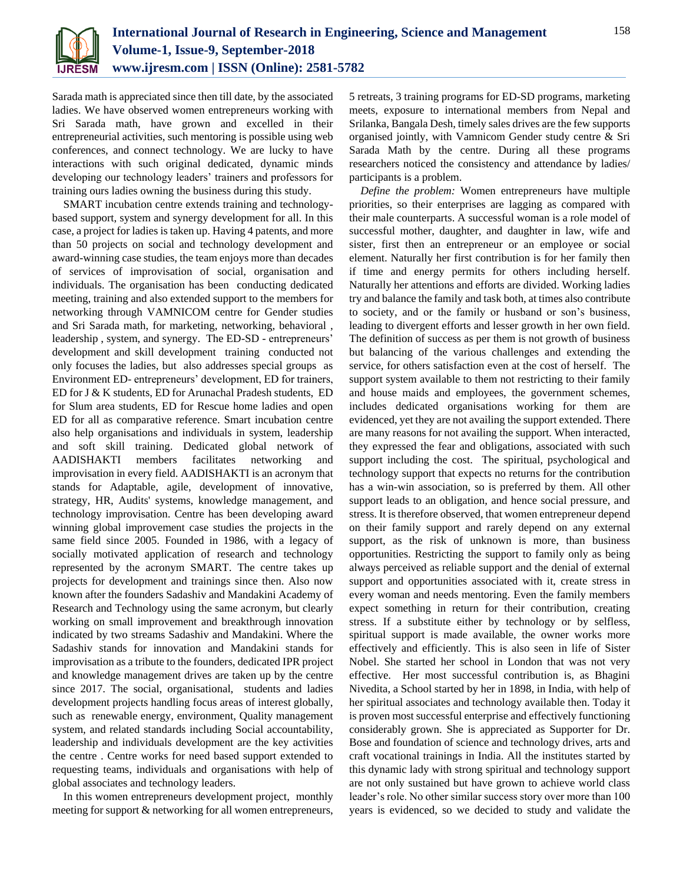Sarada math is appreciated since then till date, by the associated ladies. We have observed women entrepreneurs working with Sri Sarada math, have grown and excelled in their entrepreneurial activities, such mentoring is possible using web conferences, and connect technology. We are lucky to have interactions with such original dedicated, dynamic minds developing our technology leaders' trainers and professors for training ours ladies owning the business during this study.

SMART incubation centre extends training and technology-based support, system and synergy development for all. In this case, a project for ladies is taken up. Having 4 patents, and more than 50 projects on social and technology development and award-winning case studies, the team enjoys more than decades of services of improvisation of social, organisation and individuals. The organisation has been conducting dedicated meeting, training and also extended support to the members for networking through VAMNICOM centre for Gender studies and Sri Sarada math, for marketing, networking, behavioral , leadership , system, and synergy. The ED-SD - entrepreneurs' development and skill development training conducted not only focuses the ladies, but also addresses special groups as Environment ED- entrepreneurs' development, ED for trainers, ED for J & K students, ED for Arunachal Pradesh students, ED for Slum area students, ED for Rescue home ladies and open ED for all as comparative reference. Smart incubation centre also help organisations and individuals in system, leadership and soft skill training. Dedicated global network of AADISHAKTI members facilitates networking and improvisation in every field. AADISHAKTI is an acronym that stands for Adaptable, agile, development of innovative, strategy, HR, Audits' systems, knowledge management, and technology improvisation. Centre has been developing award winning global improvement case studies the projects in the same field since 2005. Founded in 1986, with a legacy of socially motivated application of research and technology represented by the acronym SMART. The centre takes up projects for development and trainings since then. Also now known after the founders Sadashiv and Mandakini Academy of Research and Technology using the same acronym, but clearly working on small improvement and breakthrough innovation indicated by two streams Sadashiv and Mandakini. Where the Sadashiv stands for innovation and Mandakini stands for improvisation as a tribute to the founders, dedicated IPR project and knowledge management drives are taken up by the centre since 2017. The social, organisational, students and ladies development projects handling focus areas of interest globally, such as renewable energy, environment, Quality management system, and related standards including Social accountability, leadership and individuals development are the key activities the centre . Centre works for need based support extended to requesting teams, individuals and organisations with help of global associates and technology leaders.

In this women entrepreneurs development project, monthly meeting for support & networking for all women entrepreneurs, 5 retreats, 3 training programs for ED-SD programs, marketing meets, exposure to international members from Nepal and Srilanka, Bangala Desh, timely sales drives are the few supports organised jointly, with Vamnicom Gender study centre & Sri Sarada Math by the centre. During all these programs researchers noticed the consistency and attendance by ladies/ participants is a problem.

*Define the problem:* Women entrepreneurs have multiple priorities, so their enterprises are lagging as compared with their male counterparts. A successful woman is a role model of successful mother, daughter, and daughter in law, wife and sister, first then an entrepreneur or an employee or social element. Naturally her first contribution is for her family then if time and energy permits for others including herself. Naturally her attentions and efforts are divided. Working ladies try and balance the family and task both, at times also contribute to society, and or the family or husband or son's business, leading to divergent efforts and lesser growth in her own field. The definition of success as per them is not growth of business but balancing of the various challenges and extending the service, for others satisfaction even at the cost of herself. The support system available to them not restricting to their family and house maids and employees, the government schemes, includes dedicated organisations working for them are evidenced, yet they are not availing the support extended. There are many reasons for not availing the support. When interacted, they expressed the fear and obligations, associated with such support including the cost. The spiritual, psychological and technology support that expects no returns for the contribution has a win-win association, so is preferred by them. All other support leads to an obligation, and hence social pressure, and stress. It is therefore observed, that women entrepreneur depend on their family support and rarely depend on any external support, as the risk of unknown is more, than business opportunities. Restricting the support to family only as being always perceived as reliable support and the denial of external support and opportunities associated with it, create stress in every woman and needs mentoring. Even the family members expect something in return for their contribution, creating stress. If a substitute either by technology or by selfless, spiritual support is made available, the owner works more effectively and efficiently. This is also seen in life of Sister Nobel. She started her school in London that was not very effective. Her most successful contribution is, as Bhagini Nivedita, a School started by her in 1898, in India, with help of her spiritual associates and technology available then. Today it is proven most successful enterprise and effectively functioning considerably grown. She is appreciated as Supporter for Dr. Bose and foundation of science and technology drives, arts and craft vocational trainings in India. All the institutes started by this dynamic lady with strong spiritual and technology support are not only sustained but have grown to achieve world class leader's role. No other similar success story over more than 100 years is evidenced, so we decided to study and validate the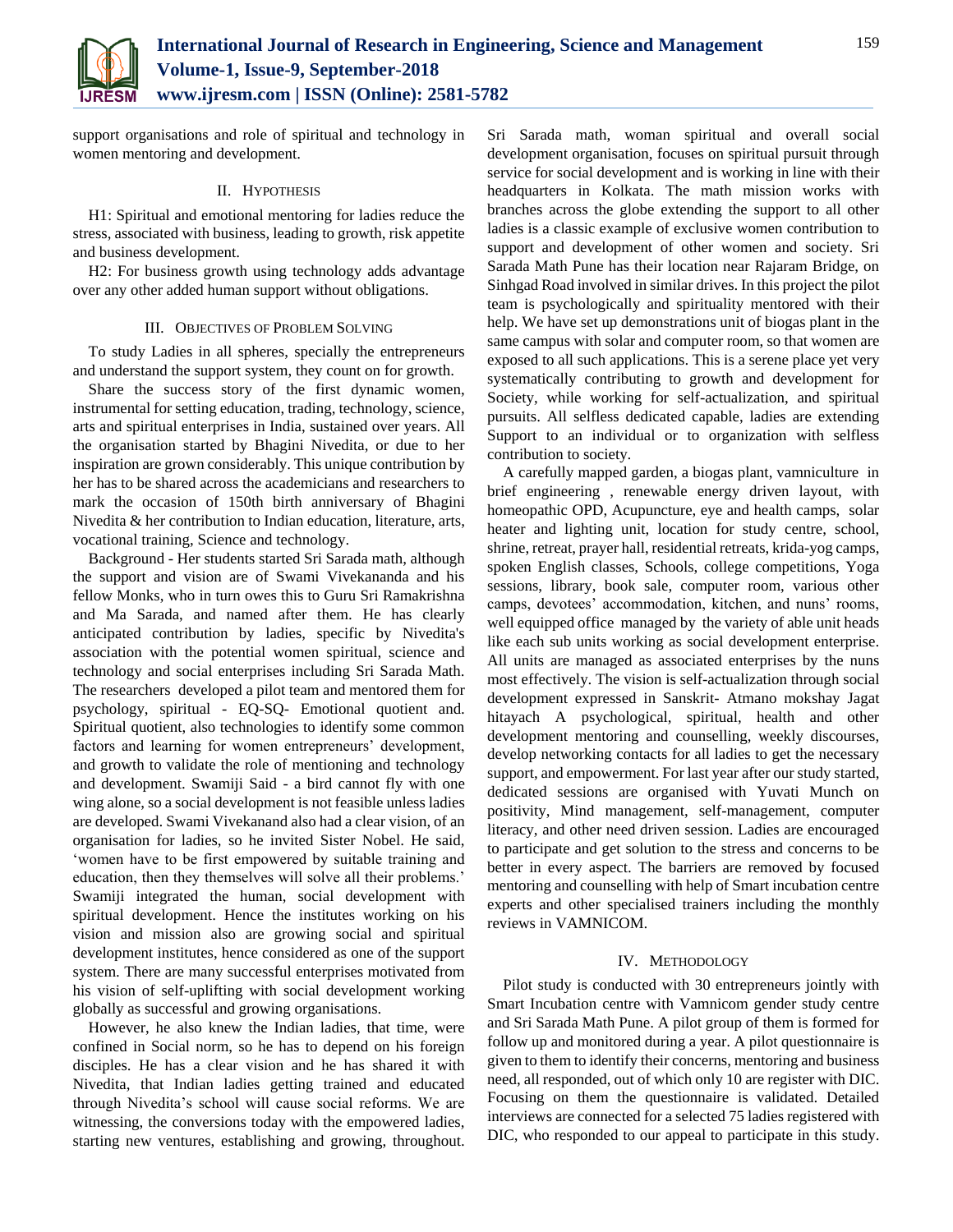support organisations and role of spiritual and technology in women mentoring and development.

## II. Hypothesis

H1: Spiritual and emotional mentoring for ladies reduce the stress, associated with business, leading to growth, risk appetite and business development.

H2: For business growth using technology adds advantage over any other added human support without obligations.

## III. Objectives of Problem Solving

To study Ladies in all spheres, specially the entrepreneurs and understand the support system, they count on for growth.

Share the success story of the first dynamic women, instrumental for setting education, trading, technology, science, arts and spiritual enterprises in India, sustained over years. All the organisation started by Bhagini Nivedita, or due to her inspiration are grown considerably. This unique contribution by her has to be shared across the academicians and researchers to mark the occasion of 150th birth anniversary of Bhagini Nivedita & her contribution to Indian education, literature, arts, vocational training, Science and technology.

Background - Her students started Sri Sarada math, although the support and vision are of Swami Vivekananda and his fellow Monks, who in turn owes this to Guru Sri Ramakrishna and Ma Sarada, and named after them. He has clearly anticipated contribution by ladies, specific by Nivedita's association with the potential women spiritual, science and technology and social enterprises including Sri Sarada Math. The researchers developed a pilot team and mentored them for psychology, spiritual - EQ-SQ- Emotional quotient and. Spiritual quotient, also technologies to identify some common factors and learning for women entrepreneurs' development, and growth to validate the role of mentioning and technology and development. Swamiji Said - a bird cannot fly with one wing alone, so a social development is not feasible unless ladies are developed. Swami Vivekanand also had a clear vision, of an organisation for ladies, so he invited Sister Nobel. He said, 'women have to be first empowered by suitable training and education, then they themselves will solve all their problems.' Swamiji integrated the human, social development with spiritual development. Hence the institutes working on his vision and mission also are growing social and spiritual development institutes, hence considered as one of the support system. There are many successful enterprises motivated from his vision of self-uplifting with social development working globally as successful and growing organisations.

However, he also knew the Indian ladies, that time, were confined in Social norm, so he has to depend on his foreign disciples. He has a clear vision and he has shared it with Nivedita, that Indian ladies getting trained and educated through Nivedita's school will cause social reforms. We are witnessing, the conversions today with the empowered ladies, starting new ventures, establishing and growing, throughout. Sri Sarada math, woman spiritual and overall social development organisation, focuses on spiritual pursuit through service for social development and is working in line with their headquarters in Kolkata. The math mission works with branches across the globe extending the support to all other ladies is a classic example of exclusive women contribution to support and development of other women and society. Sri Sarada Math Pune has their location near Rajaram Bridge, on Sinhgad Road involved in similar drives. In this project the pilot team is psychologically and spirituality mentored with their help. We have set up demonstrations unit of biogas plant in the same campus with solar and computer room, so that women are exposed to all such applications. This is a serene place yet very systematically contributing to growth and development for Society, while working for self-actualization, and spiritual pursuits. All selfless dedicated capable, ladies are extending Support to an individual or to organization with selfless contribution to society.

A carefully mapped garden, a biogas plant, vamniculture in brief engineering , renewable energy driven layout, with homeopathic OPD, Acupuncture, eye and health camps, solar heater and lighting unit, location for study centre, school, shrine, retreat, prayer hall, residential retreats, krida-yog camps, spoken English classes, Schools, college competitions, Yoga sessions, library, book sale, computer room, various other camps, devotees' accommodation, kitchen, and nuns' rooms, well equipped office managed by the variety of able unit heads like each sub units working as social development enterprise. All units are managed as associated enterprises by the nuns most effectively. The vision is self-actualization through social development expressed in Sanskrit- Atmano mokshay Jagat hitayach A psychological, spiritual, health and other development mentoring and counselling, weekly discourses, develop networking contacts for all ladies to get the necessary support, and empowerment. For last year after our study started, dedicated sessions are organised with Yuvati Munch on positivity, Mind management, self-management, computer literacy, and other need driven session. Ladies are encouraged to participate and get solution to the stress and concerns to be better in every aspect. The barriers are removed by focused mentoring and counselling with help of Smart incubation centre experts and other specialised trainers including the monthly reviews in VAMNICOM.

## IV. Methodology

Pilot study is conducted with 30 entrepreneurs jointly with Smart Incubation centre with Vamnicom gender study centre and Sri Sarada Math Pune. A pilot group of them is formed for follow up and monitored during a year. A pilot questionnaire is given to them to identify their concerns, mentoring and business need, all responded, out of which only 10 are register with DIC. Focusing on them the questionnaire is validated. Detailed interviews are connected for a selected 75 ladies registered with DIC, who responded to our appeal to participate in this study.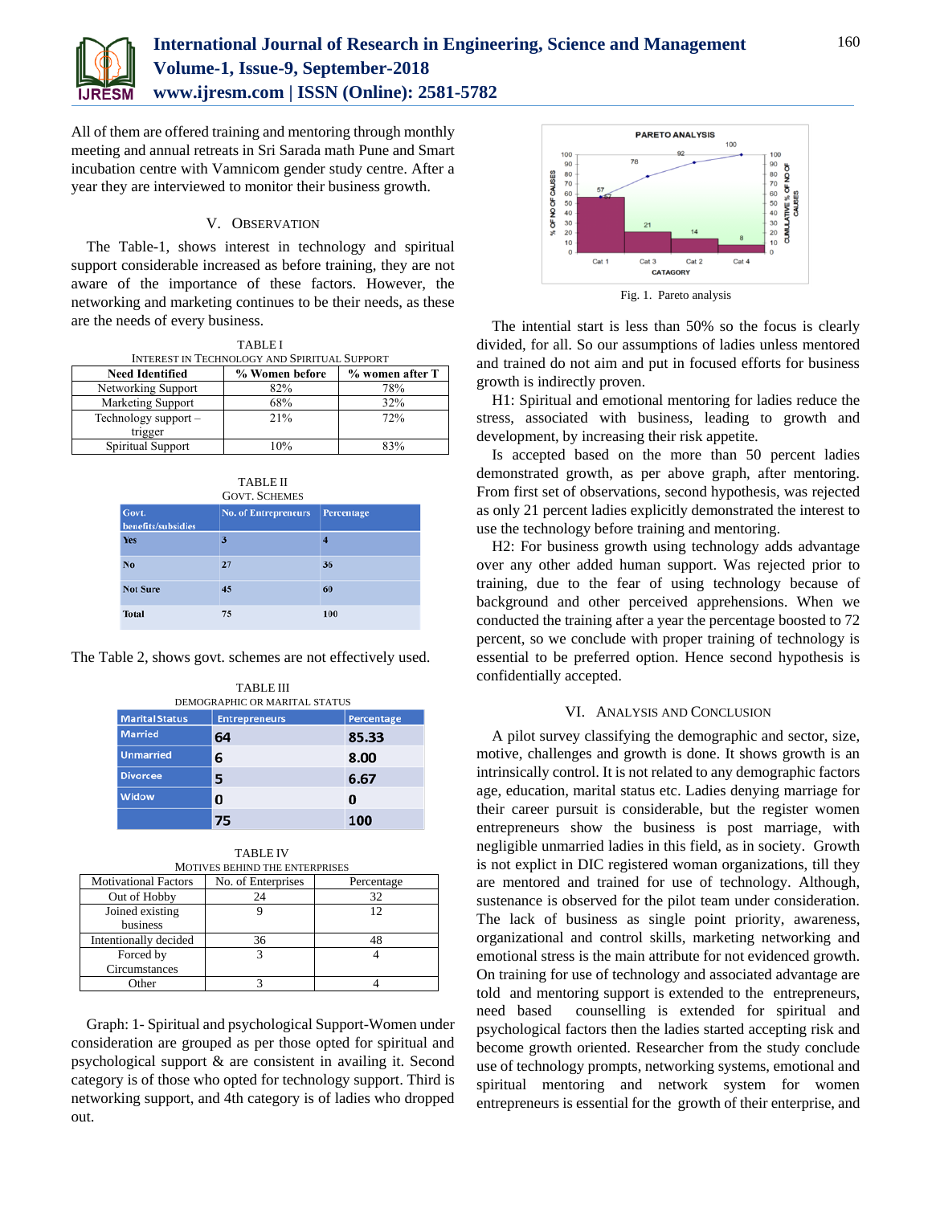All of them are offered training and mentoring through monthly meeting and annual retreats in Sri Sarada math Pune and Smart incubation centre with Vamnicom gender study centre. After a year they are interviewed to monitor their business growth.

## V. OBSERVATION

The Table-1, shows interest in technology and spiritual support considerable increased as before training, they are not aware of the importance of these factors. However, the networking and marketing continues to be their needs, as these are the needs of every business.

TABLE I
INTEREST IN TECHNOLOGY AND SPIRITUAL SUPPORT

| Need Identified | % Women before | % women after T |
|---|---|---|
| Networking Support | 82% | 78% |
| Marketing Support | 68% | 32% |
| Technology support – trigger | 21% | 72% |
| Spiritual Support | 10% | 83% |

TABLE II
GOVT. SCHEMES

| Govt. benefits/subsidies | No. of Entrepreneurs | Percentage |
|---|---|---|
| Yes | 3 | 4 |
| No | 27 | 36 |
| Not Sure | 45 | 60 |
| Total | 75 | 100 |

The Table 2, shows govt. schemes are not effectively used.

TABLE III
DEMOGRAPHIC OR MARITAL STATUS

| Marital Status | Entrepreneurs | Percentage |
|---|---|---|
| Married | 64 | 85.33 |
| Unmarried | 6 | 8.00 |
| Divorcee | 5 | 6.67 |
| Widow | 0 | 0 |
| | 75 | 100 |

TABLE IV
MOTIVES BEHIND THE ENTERPRISES

| Motivational Factors | No. of Enterprises | Percentage |
|---|---|---|
| Out of Hobby | 24 | 32 |
| Joined existing business | 9 | 12 |
| Intentionally decided | 36 | 48 |
| Forced by Circumstances | 3 | 4 |
| Other | 3 | 4 |

Graph: 1- Spiritual and psychological Support-Women under consideration are grouped as per those opted for spiritual and psychological support & are consistent in availing it. Second category is of those who opted for technology support. Third is networking support, and 4th category is of ladies who dropped out.

Fig. 1. Pareto analysis

The intential start is less than 50% so the focus is clearly divided, for all. So our assumptions of ladies unless mentored and trained do not aim and put in focused efforts for business growth is indirectly proven.

H1: Spiritual and emotional mentoring for ladies reduce the stress, associated with business, leading to growth and development, by increasing their risk appetite.

Is accepted based on the more than 50 percent ladies demonstrated growth, as per above graph, after mentoring. From first set of observations, second hypothesis, was rejected as only 21 percent ladies explicitly demonstrated the interest to use the technology before training and mentoring.

H2: For business growth using technology adds advantage over any other added human support. Was rejected prior to training, due to the fear of using technology because of background and other perceived apprehensions. When we conducted the training after a year the percentage boosted to 72 percent, so we conclude with proper training of technology is essential to be preferred option. Hence second hypothesis is confidentially accepted.

## VI. ANALYSIS AND CONCLUSION

A pilot survey classifying the demographic and sector, size, motive, challenges and growth is done. It shows growth is an intrinsically control. It is not related to any demographic factors age, education, marital status etc. Ladies denying marriage for their career pursuit is considerable, but the register women entrepreneurs show the business is post marriage, with negligible unmarried ladies in this field, as in society. Growth is not explict in DIC registered woman organizations, till they are mentored and trained for use of technology. Although, sustenance is observed for the pilot team under consideration. The lack of business as single point priority, awareness, organizational and control skills, marketing networking and emotional stress is the main attribute for not evidenced growth. On training for use of technology and associated advantage are told and mentoring support is extended to the entrepreneurs, need based counselling is extended for spiritual and psychological factors then the ladies started accepting risk and become growth oriented. Researcher from the study conclude use of technology prompts, networking systems, emotional and spiritual mentoring and network system for women entrepreneurs is essential for the growth of their enterprise, and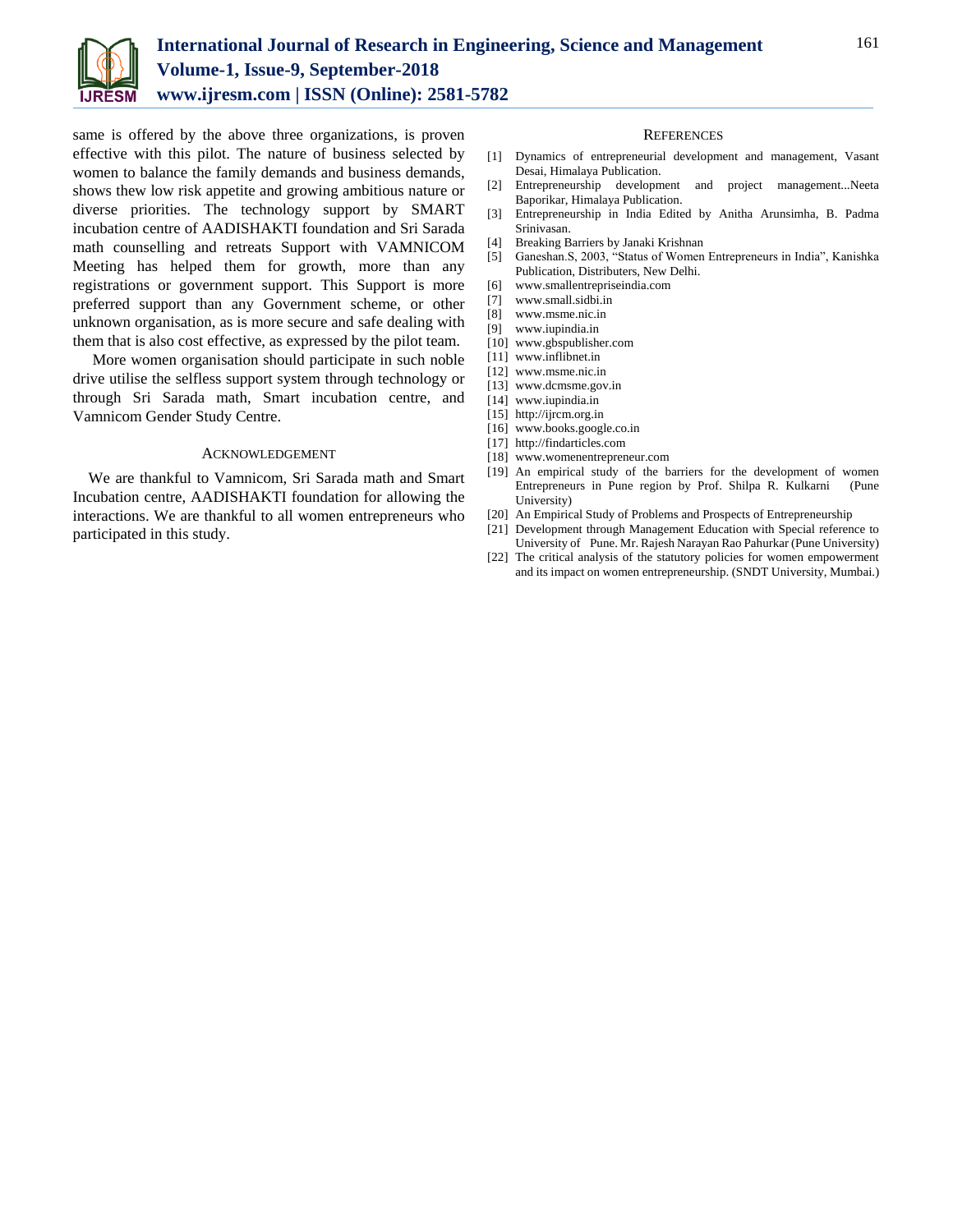same is offered by the above three organizations, is proven effective with this pilot. The nature of business selected by women to balance the family demands and business demands, shows thew low risk appetite and growing ambitious nature or diverse priorities. The technology support by SMART incubation centre of AADISHAKTI foundation and Sri Sarada math counselling and retreats Support with VAMNICOM Meeting has helped them for growth, more than any registrations or government support. This Support is more preferred support than any Government scheme, or other unknown organisation, as is more secure and safe dealing with them that is also cost effective, as expressed by the pilot team.

More women organisation should participate in such noble drive utilise the selfless support system through technology or through Sri Sarada math, Smart incubation centre, and Vamnicom Gender Study Centre.

## Acknowledgement

We are thankful to Vamnicom, Sri Sarada math and Smart Incubation centre, AADISHAKTI foundation for allowing the interactions. We are thankful to all women entrepreneurs who participated in this study.

## References

[1] Dynamics of entrepreneurial development and management, Vasant Desai, Himalaya Publication.
[2] Entrepreneurship development and project management...Neeta Baporikar, Himalaya Publication.
[3] Entrepreneurship in India Edited by Anitha Arunsimha, B. Padma Srinivasan.
[4] Breaking Barriers by Janaki Krishnan
[5] Ganeshan.S, 2003, "Status of Women Entrepreneurs in India", Kanishka Publication, Distributers, New Delhi.
[6] www.smallentrepriseindia.com
[7] www.small.sidbi.in
[8] www.msme.nic.in
[9] www.iupindia.in
[10] www.gbspublisher.com
[11] www.inflibnet.in
[12] www.msme.nic.in
[13] www.dcmsme.gov.in
[14] www.iupindia.in
[15] http://ijrcm.org.in
[16] www.books.google.co.in
[17] http://findarticles.com
[18] www.womenentrepreneur.com
[19] An empirical study of the barriers for the development of women Entrepreneurs in Pune region by Prof. Shilpa R. Kulkarni (Pune University)
[20] An Empirical Study of Problems and Prospects of Entrepreneurship
[21] Development through Management Education with Special reference to University of Pune. Mr. Rajesh Narayan Rao Pahurkar (Pune University)
[22] The critical analysis of the statutory policies for women empowerment and its impact on women entrepreneurship. (SNDT University, Mumbai.)